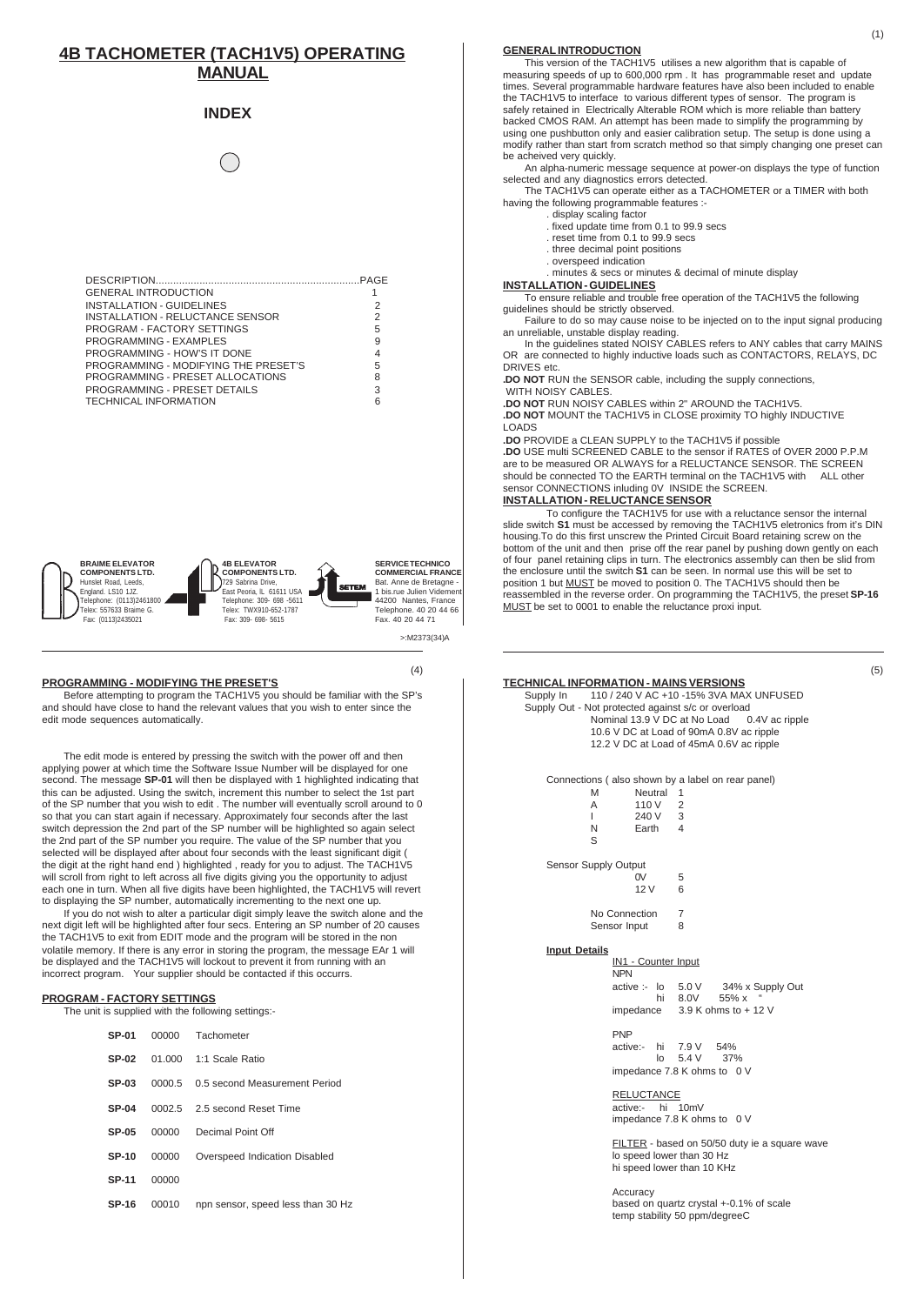# 4B TACHOMETER (TACH1V5) OPERATING MANUAL

## INDEX

| DESCRIPTION | PAGE |
|---|---|
| GENERAL INTRODUCTION | 1 |
| INSTALLATION - GUIDELINES | 2 |
| INSTALLATION - RELUCTANCE SENSOR | 2 |
| PROGRAM - FACTORY SETTINGS | 5 |
| PROGRAMMING - EXAMPLES | 9 |
| PROGRAMMING - HOW'S IT DONE | 4 |
| PROGRAMMING - MODIFYING THE PRESET'S | 5 |
| PROGRAMMING - PRESET ALLOCATIONS | 8 |
| PROGRAMMING - PRESET DETAILS | 3 |
| TECHNICAL INFORMATION | 6 |

**BRAIME ELEVATOR COMPONENTS LTD.**
Hunslet Road, Leeds,
England. LS10 1JZ.
Telephone: (0113)2461800
Telex: 557633 Braime G.
Fax: (0113)2435021

**4B ELEVATOR COMPONENTS LTD.**
729 Sabrina Drive,
East Peoria, IL 61611 USA
Telephone: 309- 698 -5611
Telex: TWX910-652-1787
Fax: 309- 698- 5615

**SERVICE TECHNICO COMMERCIAL FRANCE**
Bat. Anne de Bretagne -
1 bis.rue Julien Videment
44200 Nantes, France
Telephone. 40 20 44 66
Fax. 40 20 44 71

>:M2373(34)A

## GENERAL INTRODUCTION

This version of the TACH1V5 utilises a new algorithm that is capable of measuring speeds of up to 600,000 rpm . It has programmable reset and update times. Several programmable hardware features have also been included to enable the TACH1V5 to interface to various different types of sensor. The program is safely retained in Electrically Alterable ROM which is more reliable than battery backed CMOS RAM. An attempt has been made to simplify the programming by using one pushbutton only and easier calibration setup. The setup is done using a modify rather than start from scratch method so that simply changing one preset can be acheived very quickly.

An alpha-numeric message sequence at power-on displays the type of function selected and any diagnostics errors detected.

The TACH1V5 can operate either as a TACHOMETER or a TIMER with both having the following programmable features :-

- . display scaling factor
- . fixed update time from 0.1 to 99.9 secs
- . reset time from 0.1 to 99.9 secs
- . three decimal point positions
- . overspeed indication
- . minutes & secs or minutes & decimal of minute display

## INSTALLATION - GUIDELINES

To ensure reliable and trouble free operation of the TACH1V5 the following guidelines should be strictly observed.

Failure to do so may cause noise to be injected on to the input signal producing an unreliable, unstable display reading.

In the guidelines stated NOISY CABLES refers to ANY cables that carry MAINS OR are connected to highly inductive loads such as CONTACTORS, RELAYS, DC DRIVES etc.

**.DO NOT** RUN the SENSOR cable, including the supply connections, WITH NOISY CABLES.

**.DO NOT** RUN NOISY CABLES within 2" AROUND the TACH1V5.

**.DO NOT** MOUNT the TACH1V5 in CLOSE proximity TO highly INDUCTIVE LOADS

**.DO** PROVIDE a CLEAN SUPPLY to the TACH1V5 if possible

**.DO** USE multi SCREENED CABLE to the sensor if RATES of OVER 2000 P.P.M are to be measured OR ALWAYS for a RELUCTANCE SENSOR. ThE SCREEN should be connected TO the EARTH terminal on the TACH1V5 with ALL other sensor CONNECTIONS inluding 0V INSIDE the SCREEN.

## INSTALLATION - RELUCTANCE SENSOR

To configure the TACH1V5 for use with a reluctance sensor the internal slide switch **S1** must be accessed by removing the TACH1V5 eletronics from it's DIN housing.To do this first unscrew the Printed Circuit Board retaining screw on the bottom of the unit and then prise off the rear panel by pushing down gently on each of four panel retaining clips in turn. The electronics assembly can then be slid from the enclosure until the switch **S1** can be seen. In normal use this will be set to position 1 but MUST be moved to position 0. The TACH1V5 should then be reassembled in the reverse order. On programming the TACH1V5, the preset **SP-16** MUST be set to 0001 to enable the reluctance proxi input.

## PROGRAMMING - MODIFYING THE PRESET'S

Before attempting to program the TACH1V5 you should be familiar with the SP's and should have close to hand the relevant values that you wish to enter since the edit mode sequences automatically.

The edit mode is entered by pressing the switch with the power off and then applying power at which time the Software Issue Number will be displayed for one second. The message **SP-01** will then be displayed with 1 highlighted indicating that this can be adjusted. Using the switch, increment this number to select the 1st part of the SP number that you wish to edit . The number will eventually scroll around to 0 so that you can start again if necessary. Approximately four seconds after the last switch depression the 2nd part of the SP number will be highlighted so again select the 2nd part of the SP number you require. The value of the SP number that you selected will be displayed after about four seconds with the least significant digit ( the digit at the right hand end ) highlighted , ready for you to adjust. The TACH1V5 will scroll from right to left across all five digits giving you the opportunity to adjust each one in turn. When all five digits have been highlighted, the TACH1V5 will revert to displaying the SP number, automatically incrementing to the next one up.

If you do not wish to alter a particular digit simply leave the switch alone and the next digit left will be highlighted after four secs. Entering an SP number of 20 causes the TACH1V5 to exit from EDIT mode and the program will be stored in the non volatile memory. If there is any error in storing the program, the message EAr 1 will be displayed and the TACH1V5 will lockout to prevent it from running with an incorrect program. Your supplier should be contacted if this occurrs.

## PROGRAM - FACTORY SETTINGS

The unit is supplied with the following settings:-

| | | |
|---|---|---|
| **SP-01** | 00000 | Tachometer |
| **SP-02** | 01.000 | 1:1 Scale Ratio |
| **SP-03** | 0000.5 | 0.5 second Measurement Period |
| **SP-04** | 0002.5 | 2.5 second Reset Time |
| **SP-05** | 00000 | Decimal Point Off |
| **SP-10** | 00000 | Overspeed Indication Disabled |
| **SP-11** | 00000 | |
| **SP-16** | 00010 | npn sensor, speed less than 30 Hz |

## TECHNICAL INFORMATION - MAINS VERSIONS

Supply In 110 / 240 V AC +10 -15% 3VA MAX UNFUSED

Supply Out - Not protected against s/c or overload
- Nominal 13.9 V DC at No Load 0.4V ac ripple
- 10.6 V DC at Load of 90mA 0.8V ac ripple
- 12.2 V DC at Load of 45mA 0.6V ac ripple

Connections ( also shown by a label on rear panel)

| | | |
|---|---|---|
| M | Neutral | 1 |
| A | 110 V | 2 |
| I | 240 V | 3 |
| N | Earth | 4 |
| S | | |

Sensor Supply Output

| | |
|---|---|
| 0V | 5 |
| 12 V | 6 |
| No Connection | 7 |
| Sensor Input | 8 |

### Input Details

IN1 - Counter Input

NPN
- active :- lo 5.0 V 34% x Supply Out
- hi 8.0V 55% x "
- impedance 3.9 K ohms to + 12 V

PNP
- active:- hi 7.9 V 54%
- lo 5.4 V 37%
- impedance 7.8 K ohms to 0 V

RELUCTANCE
- active:- hi 10mV
- impedance 7.8 K ohms to 0 V

FILTER - based on 50/50 duty ie a square wave
- lo speed lower than 30 Hz
- hi speed lower than 10 KHz

Accuracy
- based on quartz crystal +-0.1% of scale
- temp stability 50 ppm/degreeC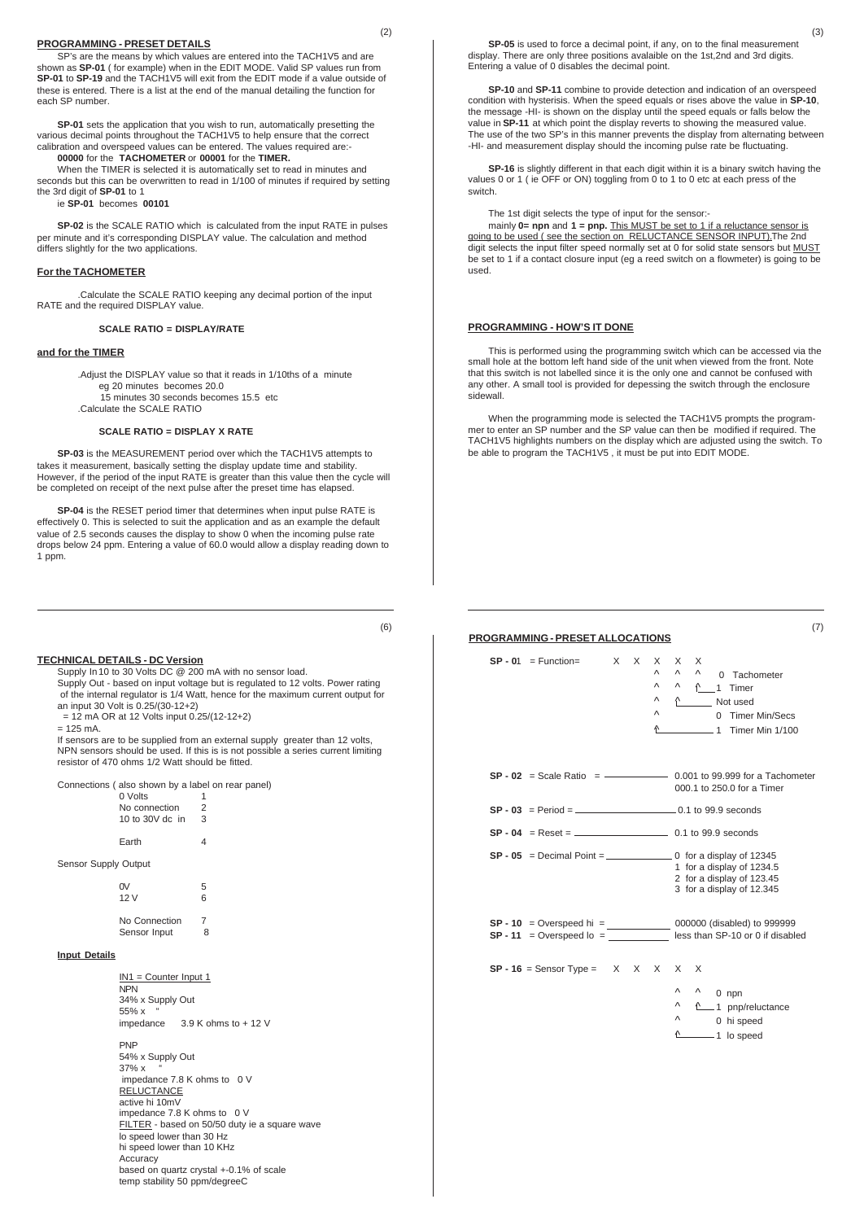## PROGRAMMING - PRESET DETAILS

SP's are the means by which values are entered into the TACH1V5 and are shown as **SP-01** ( for example) when in the EDIT MODE. Valid SP values run from **SP-01** to **SP-19** and the TACH1V5 will exit from the EDIT mode if a value outside of these is entered. There is a list at the end of the manual detailing the function for each SP number.

**SP-01** sets the application that you wish to run, automatically presetting the various decimal points throughout the TACH1V5 to help ensure that the correct calibration and overspeed values can be entered. The values required are:-
**00000** for the **TACHOMETER** or **00001** for the **TIMER.**

When the TIMER is selected it is automatically set to read in minutes and seconds but this can be overwritten to read in 1/100 of minutes if required by setting the 3rd digit of **SP-01** to 1

ie **SP-01** becomes **00101**

**SP-02** is the SCALE RATIO which is calculated from the input RATE in pulses per minute and it's corresponding DISPLAY value. The calculation and method differs slightly for the two applications.

### For the TACHOMETER

.Calculate the SCALE RATIO keeping any decimal portion of the input RATE and the required DISPLAY value.

**SCALE RATIO = DISPLAY/RATE**

### and for the TIMER

.Adjust the DISPLAY value so that it reads in 1/10ths of a minute
eg 20 minutes becomes 20.0
15 minutes 30 seconds becomes 15.5 etc
.Calculate the SCALE RATIO

**SCALE RATIO = DISPLAY X RATE**

**SP-03** is the MEASUREMENT period over which the TACH1V5 attempts to takes it measurement, basically setting the display update time and stability. However, if the period of the input RATE is greater than this value then the cycle will be completed on receipt of the next pulse after the preset time has elapsed.

**SP-04** is the RESET period timer that determines when input pulse RATE is effectively 0. This is selected to suit the application and as an example the default value of 2.5 seconds causes the display to show 0 when the incoming pulse rate drops below 24 ppm. Entering a value of 60.0 would allow a display reading down to 1 ppm.

**SP-05** is used to force a decimal point, if any, on to the final measurement display. There are only three positions avalaible on the 1st,2nd and 3rd digits. Entering a value of 0 disables the decimal point.

**SP-10** and **SP-11** combine to provide detection and indication of an overspeed condition with hysteresis. When the speed equals or rises above the value in **SP-10**, the message -HI- is shown on the display until the speed equals or falls below the value in **SP-11** at which point the display reverts to showing the measured value. The use of the two SP's in this manner prevents the display from alternating between -HI- and measurement display should the incoming pulse rate be fluctuating.

**SP-16** is slightly different in that each digit within it is a binary switch having the values 0 or 1 ( ie OFF or ON) toggling from 0 to 1 to 0 etc at each press of the switch.

The 1st digit selects the type of input for the sensor:-
mainly **0= npn** and **1 = pnp.** This MUST be set to 1 if a reluctance sensor is going to be used ( see the section on RELUCTANCE SENSOR INPUT).The 2nd digit selects the input filter speed normally set at 0 for solid state sensors but MUST be set to 1 if a contact closure input (eg a reed switch on a flowmeter) is going to be used.

## PROGRAMMING - HOW'S IT DONE

This is performed using the programming switch which can be accessed via the small hole at the bottom left hand side of the unit when viewed from the front. Note that this switch is not labelled since it is the only one and cannot be confused with any other. A small tool is provided for depessing the switch through the enclosure sidewall.

When the programming mode is selected the TACH1V5 prompts the programmer to enter an SP number and the SP value can then be modified if required. The TACH1V5 highlights numbers on the display which are adjusted using the switch. To be able to program the TACH1V5 , it must be put into EDIT MODE.

## TECHNICAL DETAILS - DC Version

Supply In 10 to 30 Volts DC @ 200 mA with no sensor load.
Supply Out - based on input voltage but is regulated to 12 volts. Power rating of the internal regulator is 1/4 Watt, hence for the maximum current output for an input 30 Volt is 0.25/(30-12+2)
= 12 mA OR at 12 Volts input 0.25/(12-12+2)
= 125 mA.
If sensors are to be supplied from an external supply greater than 12 volts, NPN sensors should be used. If this is not possible a series current limiting resistor of 470 ohms 1/2 Watt should be fitted.

Connections ( also shown by a label on rear panel)

| | |
|---|---|
| 0 Volts | 1 |
| No connection | 2 |
| 10 to 30V dc in | 3 |
| Earth | 4 |

Sensor Supply Output

| | |
|---|---|
| 0V | 5 |
| 12 V | 6 |
| No Connection | 7 |
| Sensor Input | 8 |

### Input Details

IN1 = Counter Input 1
NPN
34% x Supply Out
55% x "
impedance 3.9 K ohms to + 12 V

PNP
54% x Supply Out
37% x "
impedance 7.8 K ohms to 0 V
RELUCTANCE
active hi 10mV
impedance 7.8 K ohms to 0 V
FILTER - based on 50/50 duty ie a square wave
lo speed lower than 30 Hz
hi speed lower than 10 KHz
Accuracy
based on quartz crystal +-0.1% of scale
temp stability 50 ppm/degreeC

## PROGRAMMING - PRESET ALLOCATIONS

**SP - 01** = Function= X X X X X
- 1st digit: 0 Tachometer / 1 Timer
- 2nd digit: Not used
- 3rd digit: 0 Timer Min/Secs / 1 Timer Min 1/100

**SP - 02** = Scale Ratio = 0.001 to 99.999 for a Tachometer; 000.1 to 250.0 for a Timer

**SP - 03** = Period = 0.1 to 99.9 seconds

**SP - 04** = Reset = 0.1 to 99.9 seconds

**SP - 05** = Decimal Point =
- 0 for a display of 12345
- 1 for a display of 1234.5
- 2 for a display of 123.45
- 3 for a display of 12.345

**SP - 10** = Overspeed hi = 000000 (disabled) to 999999
**SP - 11** = Overspeed lo = less than SP-10 or 0 if disabled

**SP - 16** = Sensor Type = X X X X X
- 1st digit: 0 npn / 1 pnp/reluctance
- 2nd digit: 0 hi speed / 1 lo speed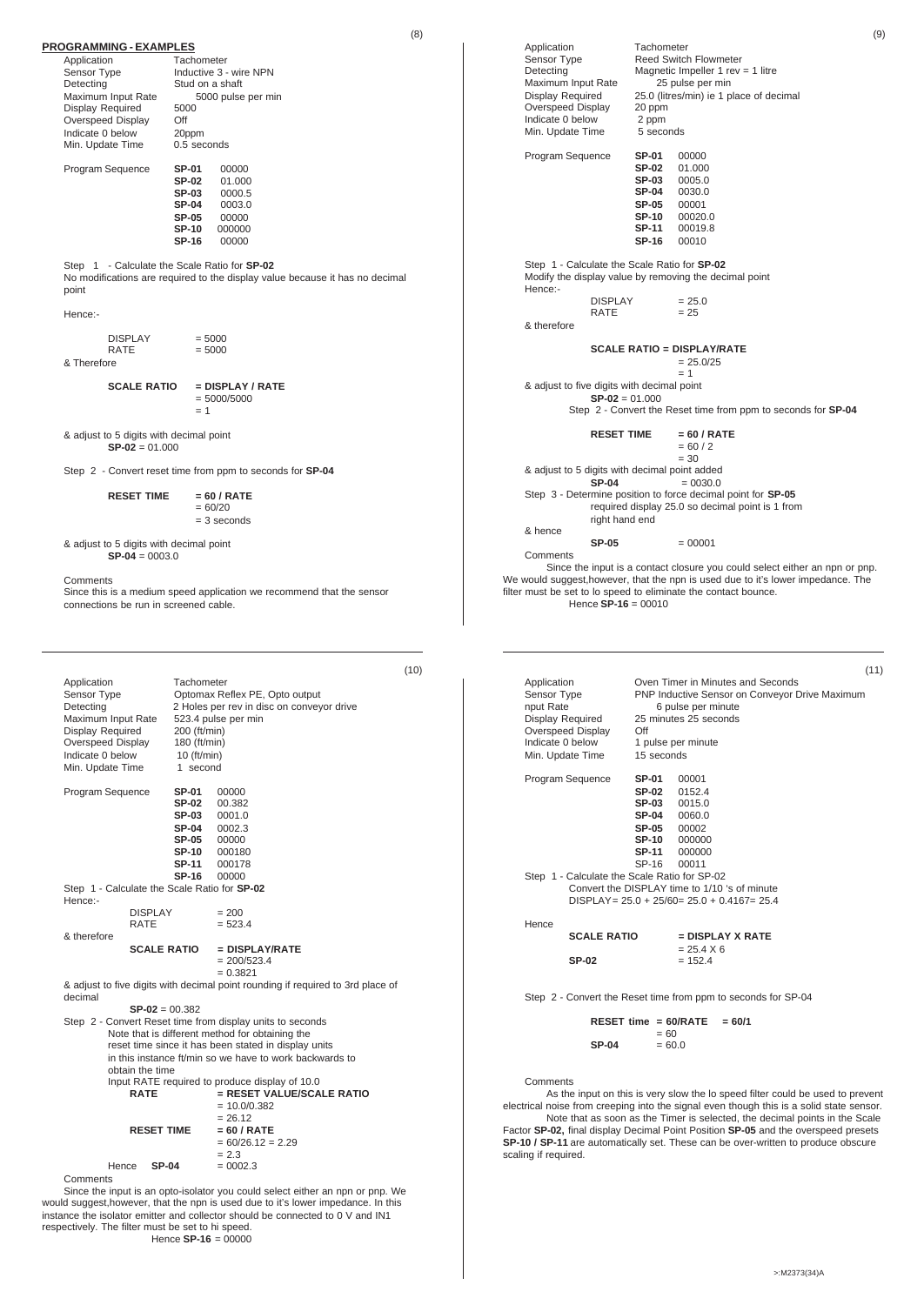## PROGRAMMING - EXAMPLES

| | |
|---|---|
| Application | Tachometer |
| Sensor Type | Inductive 3 - wire NPN |
| Detecting | Stud on a shaft |
| Maximum Input Rate | 5000 pulse per min |
| Display Required | 5000 |
| Overspeed Display | Off |
| Indicate 0 below | 20ppm |
| Min. Update Time | 0.5 seconds |

Program Sequence

| | |
|---|---|
| **SP-01** | 00000 |
| **SP-02** | 01.000 |
| **SP-03** | 0000.5 |
| **SP-04** | 0003.0 |
| **SP-05** | 00000 |
| **SP-10** | 000000 |
| **SP-16** | 00000 |

Step 1 - Calculate the Scale Ratio for **SP-02**

No modifications are required to the display value because it has no decimal point

Hence:-

DISPLAY = 5000
RATE = 5000

& Therefore

**SCALE RATIO = DISPLAY / RATE**
= 5000/5000
= 1

& adjust to 5 digits with decimal point
**SP-02** = 01.000

Step 2 - Convert reset time from ppm to seconds for **SP-04**

**RESET TIME = 60 / RATE**
= 60/20
= 3 seconds

& adjust to 5 digits with decimal point
**SP-04** = 0003.0

Comments

Since this is a medium speed application we recommend that the sensor connections be run in screened cable.

---

| | |
|---|---|
| Application | Tachometer |
| Sensor Type | Reed Switch Flowmeter |
| Detecting | Magnetic Impeller 1 rev = 1 litre |
| Maximum Input Rate | 25 pulse per min |
| Display Required | 25.0 (litres/min) ie 1 place of decimal |
| Overspeed Display | 20 ppm |
| Indicate 0 below | 2 ppm |
| Min. Update Time | 5 seconds |

Program Sequence

| | |
|---|---|
| **SP-01** | 00000 |
| **SP-02** | 01.000 |
| **SP-03** | 0005.0 |
| **SP-04** | 0030.0 |
| **SP-05** | 00001 |
| **SP-10** | 00020.0 |
| **SP-11** | 00019.8 |
| **SP-16** | 00010 |

Step 1 - Calculate the Scale Ratio for **SP-02**

Modify the display value by removing the decimal point

Hence:-

DISPLAY = 25.0
RATE = 25

& therefore

**SCALE RATIO = DISPLAY/RATE**
= 25.0/25
= 1

& adjust to five digits with decimal point
**SP-02** = 01.000

Step 2 - Convert the Reset time from ppm to seconds for **SP-04**

**RESET TIME = 60 / RATE**
= 60 / 2
= 30

& adjust to 5 digits with decimal point added
**SP-04** = 0030.0

Step 3 - Determine position to force decimal point for **SP-05**
required display 25.0 so decimal point is 1 from right hand end

& hence
**SP-05** = 00001

Comments

Since the input is a contact closure you could select either an npn or pnp. We would suggest,however, that the npn is used due to it's lower impedance. The filter must be set to lo speed to eliminate the contact bounce.
Hence **SP-16** = 00010

---

| | |
|---|---|
| Application | Tachometer |
| Sensor Type | Optomax Reflex PE, Opto output |
| Detecting | 2 Holes per rev in disc on conveyor drive |
| Maximum Input Rate | 523.4 pulse per min |
| Display Required | 200 (ft/min) |
| Overspeed Display | 180 (ft/min) |
| Indicate 0 below | 10 (ft/min) |
| Min. Update Time | 1 second |

Program Sequence

| | |
|---|---|
| **SP-01** | 00000 |
| **SP-02** | 00.382 |
| **SP-03** | 0001.0 |
| **SP-04** | 0002.3 |
| **SP-05** | 00000 |
| **SP-10** | 000180 |
| **SP-11** | 000178 |
| **SP-16** | 00000 |

Step 1 - Calculate the Scale Ratio for **SP-02**

Hence:-

DISPLAY = 200
RATE = 523.4

& therefore

**SCALE RATIO = DISPLAY/RATE**
= 200/523.4
= 0.3821

& adjust to five digits with decimal point rounding if required to 3rd place of decimal
**SP-02** = 00.382

Step 2 - Convert Reset time from display units to seconds
Note that is different method for obtaining the reset time since it has been stated in display units in this instance ft/min so we have to work backwards to obtain the rate
Input RATE required to produce display of 10.0

**RATE = RESET VALUE/SCALE RATIO**
= 10.0/0.382
= 26.12

**RESET TIME = 60 / RATE**
= 60/26.12 = 2.29
= 2.3

Hence **SP-04** = 0002.3

Comments

Since the input is an opto-isolator you could select either an npn or pnp. We would suggest,however, that the npn is used due to it's lower impedance. In this instance the isolator emitter and collector should be connected to 0 V and IN1 respectively. The filter must be set to hi speed.
Hence **SP-16** = 00000

---

| | |
|---|---|
| Application | Oven Timer in Minutes and Seconds |
| Sensor Type | PNP Inductive Sensor on Conveyor Drive Maximum |
| nput Rate | 6 pulse per minute |
| Display Required | 25 minutes 25 seconds |
| Overspeed Display | Off |
| Indicate 0 below | 1 pulse per minute |
| Min. Update Time | 15 seconds |

Program Sequence

| | |
|---|---|
| **SP-01** | 00001 |
| **SP-02** | 0152.4 |
| **SP-03** | 0015.0 |
| **SP-04** | 0060.0 |
| **SP-05** | 00002 |
| **SP-10** | 000000 |
| **SP-11** | 000000 |
| SP-16 | 00011 |

Step 1 - Calculate the Scale Ratio for SP-02
Convert the DISPLAY time to 1/10 's of minute
DISPLAY= 25.0 + 25/60= 25.0 + 0.4167= 25.4

Hence

**SCALE RATIO = DISPLAY X RATE**
= 25.4 X 6
**SP-02** = 152.4

Step 2 - Convert the Reset time from ppm to seconds for SP-04

**RESET time = 60/RATE = 60/1**
= 60
**SP-04** = 60.0

Comments

As the input on this is very slow the lo speed filter could be used to prevent electrical noise from creeping into the signal even though this is a solid state sensor.

Note that as soon as the Timer is selected, the decimal points in the Scale Factor **SP-02,** final display Decimal Point Position **SP-05** and the overspeed presets **SP-10 / SP-11** are automatically set. These can be over-written to produce obscure scaling if required.

>:M2373(34)A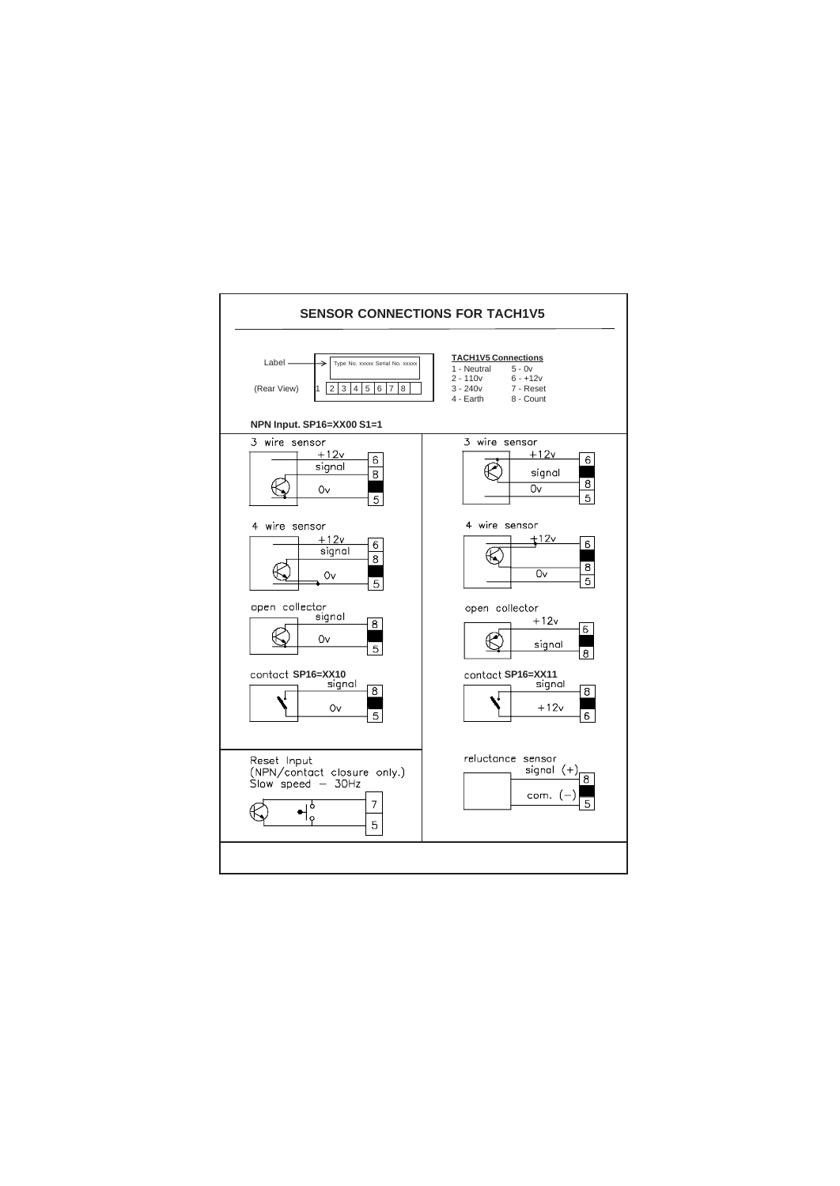# SENSOR CONNECTIONS FOR TACH1V5

Label — Type No. xxxxx Serial No. xxxxx

(Rear View) 1 2 3 4 5 6 7 8

**TACH1V5 Connections**

| | |
|---|---|
| 1 - Neutral | 5 - 0v |
| 2 - 110v | 6 - +12v |
| 3 - 240v | 7 - Reset |
| 4 - Earth | 8 - Count |

**NPN Input. SP16=XX00 S1=1**

3 wire sensor
+12v 6
signal 8
0v 5

4 wire sensor
+12v 6
signal 8
0v 5

open collector
signal 8
0v 5

contact **SP16=XX10**
signal 8
0v 5

3 wire sensor
+12v 6
signal 8
0v 5

4 wire sensor
+12v 6
8
0v 5

open collector
+12v 6
signal 8

contact **SP16=XX11**
signal 8
+12v 6

Reset Input
(NPN/contact closure only.)
Slow speed – 30Hz
7
5

reluctance sensor
signal (+) 8
com. (–) 5